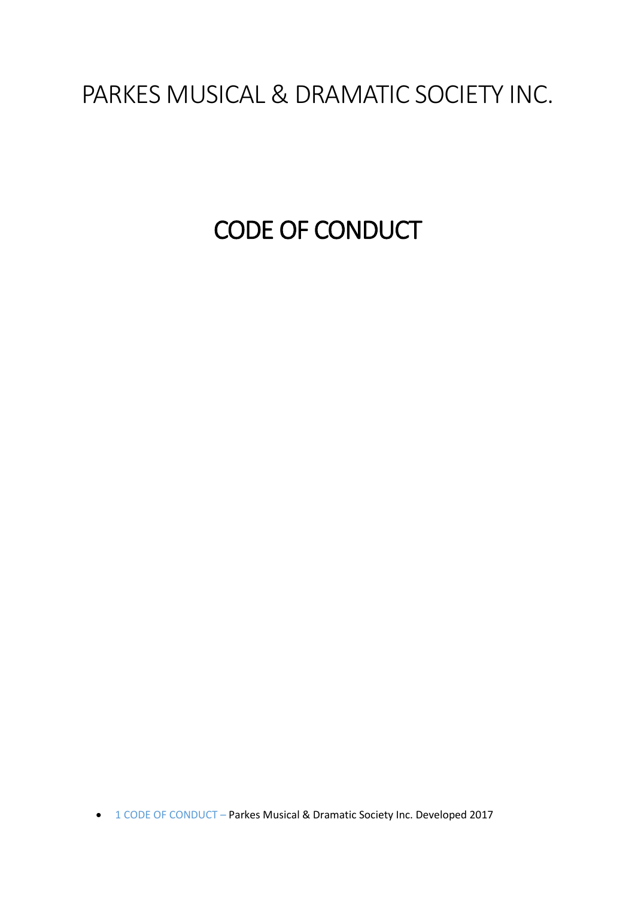# PARKES MUSICAL & DRAMATIC SOCIETY INC.

# CODE OF CONDUCT

- 1 CODE OF CONDUCT – Parkes Musical & Dramatic Society Inc. Developed 2017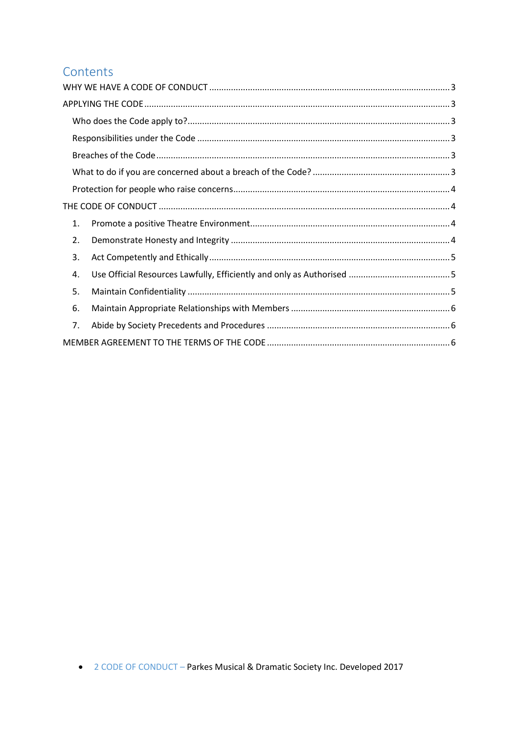# Contents

WHY WE HAVE A CODE OF CONDUCT ..... 3

APPLYING THE CODE ..... 3

- Who does the Code apply to? ..... 3
- Responsibilities under the Code ..... 3
- Breaches of the Code ..... 3
- What to do if you are concerned about a breach of the Code? ..... 3
- Protection for people who raise concerns ..... 4

THE CODE OF CONDUCT ..... 4

1. Promote a positive Theatre Environment ..... 4
2. Demonstrate Honesty and Integrity ..... 4
3. Act Competently and Ethically ..... 5
4. Use Official Resources Lawfully, Efficiently and only as Authorised ..... 5
5. Maintain Confidentiality ..... 5
6. Maintain Appropriate Relationships with Members ..... 6
7. Abide by Society Precedents and Procedures ..... 6

MEMBER AGREEMENT TO THE TERMS OF THE CODE ..... 6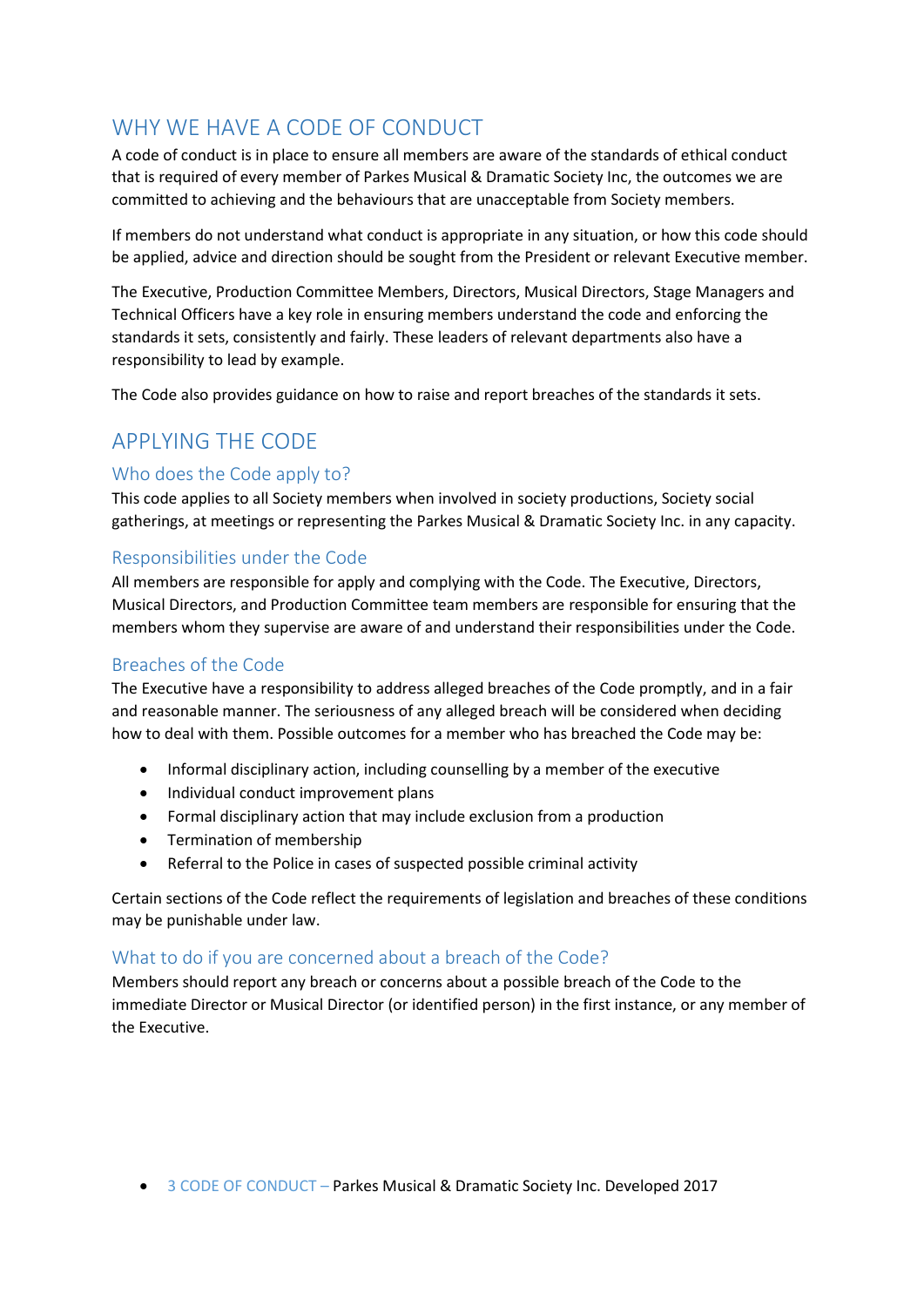## WHY WE HAVE A CODE OF CONDUCT

A code of conduct is in place to ensure all members are aware of the standards of ethical conduct that is required of every member of Parkes Musical & Dramatic Society Inc, the outcomes we are committed to achieving and the behaviours that are unacceptable from Society members.

If members do not understand what conduct is appropriate in any situation, or how this code should be applied, advice and direction should be sought from the President or relevant Executive member.

The Executive, Production Committee Members, Directors, Musical Directors, Stage Managers and Technical Officers have a key role in ensuring members understand the code and enforcing the standards it sets, consistently and fairly. These leaders of relevant departments also have a responsibility to lead by example.

The Code also provides guidance on how to raise and report breaches of the standards it sets.

## APPLYING THE CODE

### Who does the Code apply to?

This code applies to all Society members when involved in society productions, Society social gatherings, at meetings or representing the Parkes Musical & Dramatic Society Inc. in any capacity.

### Responsibilities under the Code

All members are responsible for apply and complying with the Code. The Executive, Directors, Musical Directors, and Production Committee team members are responsible for ensuring that the members whom they supervise are aware of and understand their responsibilities under the Code.

### Breaches of the Code

The Executive have a responsibility to address alleged breaches of the Code promptly, and in a fair and reasonable manner. The seriousness of any alleged breach will be considered when deciding how to deal with them. Possible outcomes for a member who has breached the Code may be:

- Informal disciplinary action, including counselling by a member of the executive
- Individual conduct improvement plans
- Formal disciplinary action that may include exclusion from a production
- Termination of membership
- Referral to the Police in cases of suspected possible criminal activity

Certain sections of the Code reflect the requirements of legislation and breaches of these conditions may be punishable under law.

### What to do if you are concerned about a breach of the Code?

Members should report any breach or concerns about a possible breach of the Code to the immediate Director or Musical Director (or identified person) in the first instance, or any member of the Executive.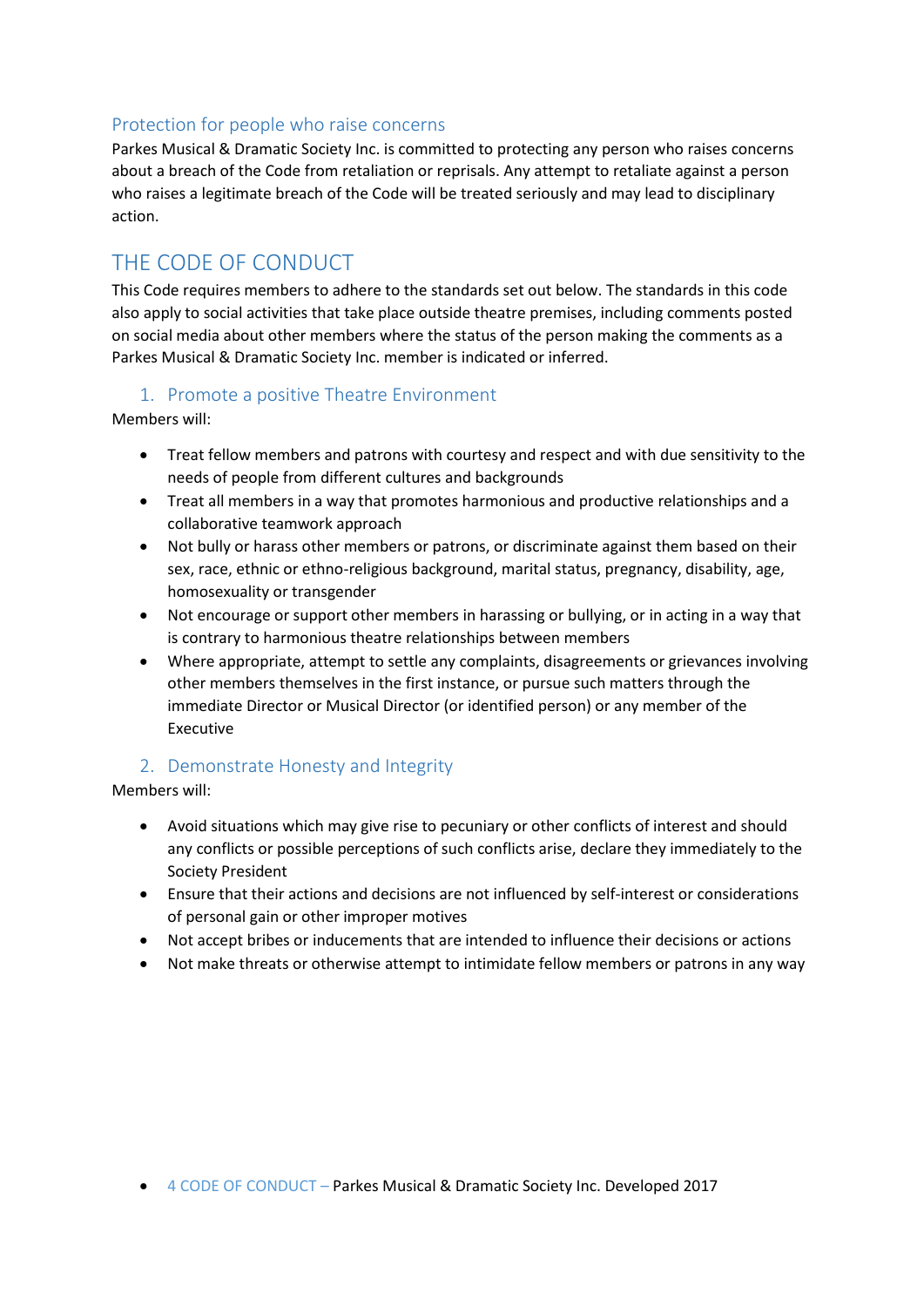## Protection for people who raise concerns

Parkes Musical & Dramatic Society Inc. is committed to protecting any person who raises concerns about a breach of the Code from retaliation or reprisals. Any attempt to retaliate against a person who raises a legitimate breach of the Code will be treated seriously and may lead to disciplinary action.

# THE CODE OF CONDUCT

This Code requires members to adhere to the standards set out below. The standards in this code also apply to social activities that take place outside theatre premises, including comments posted on social media about other members where the status of the person making the comments as a Parkes Musical & Dramatic Society Inc. member is indicated or inferred.

## 1. Promote a positive Theatre Environment

Members will:

- Treat fellow members and patrons with courtesy and respect and with due sensitivity to the needs of people from different cultures and backgrounds
- Treat all members in a way that promotes harmonious and productive relationships and a collaborative teamwork approach
- Not bully or harass other members or patrons, or discriminate against them based on their sex, race, ethnic or ethno-religious background, marital status, pregnancy, disability, age, homosexuality or transgender
- Not encourage or support other members in harassing or bullying, or in acting in a way that is contrary to harmonious theatre relationships between members
- Where appropriate, attempt to settle any complaints, disagreements or grievances involving other members themselves in the first instance, or pursue such matters through the immediate Director or Musical Director (or identified person) or any member of the Executive

## 2. Demonstrate Honesty and Integrity

Members will:

- Avoid situations which may give rise to pecuniary or other conflicts of interest and should any conflicts or possible perceptions of such conflicts arise, declare they immediately to the Society President
- Ensure that their actions and decisions are not influenced by self-interest or considerations of personal gain or other improper motives
- Not accept bribes or inducements that are intended to influence their decisions or actions
- Not make threats or otherwise attempt to intimidate fellow members or patrons in any way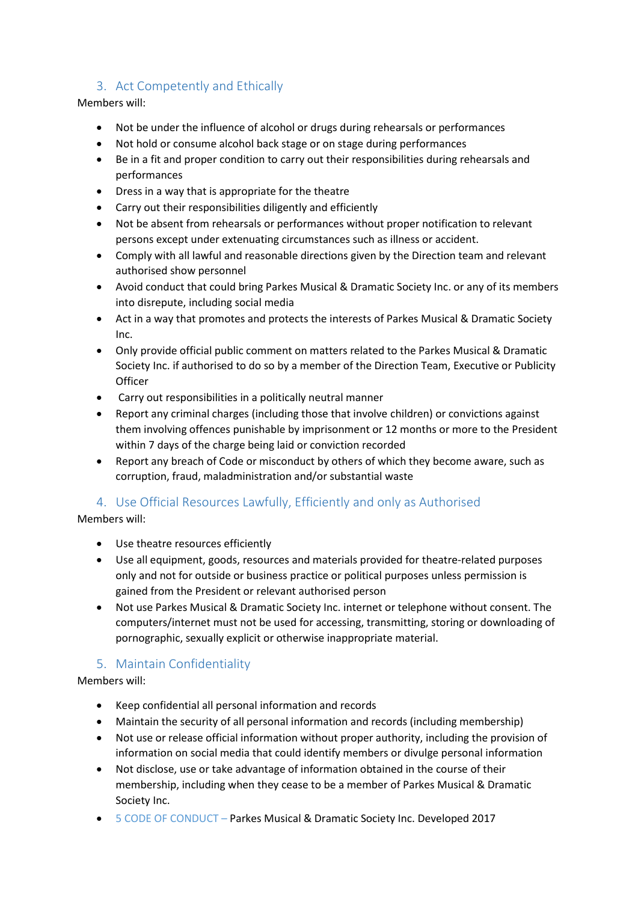## 3. Act Competently and Ethically

Members will:

- Not be under the influence of alcohol or drugs during rehearsals or performances
- Not hold or consume alcohol back stage or on stage during performances
- Be in a fit and proper condition to carry out their responsibilities during rehearsals and performances
- Dress in a way that is appropriate for the theatre
- Carry out their responsibilities diligently and efficiently
- Not be absent from rehearsals or performances without proper notification to relevant persons except under extenuating circumstances such as illness or accident.
- Comply with all lawful and reasonable directions given by the Direction team and relevant authorised show personnel
- Avoid conduct that could bring Parkes Musical & Dramatic Society Inc. or any of its members into disrepute, including social media
- Act in a way that promotes and protects the interests of Parkes Musical & Dramatic Society Inc.
- Only provide official public comment on matters related to the Parkes Musical & Dramatic Society Inc. if authorised to do so by a member of the Direction Team, Executive or Publicity Officer
- Carry out responsibilities in a politically neutral manner
- Report any criminal charges (including those that involve children) or convictions against them involving offences punishable by imprisonment or 12 months or more to the President within 7 days of the charge being laid or conviction recorded
- Report any breach of Code or misconduct by others of which they become aware, such as corruption, fraud, maladministration and/or substantial waste

## 4. Use Official Resources Lawfully, Efficiently and only as Authorised

Members will:

- Use theatre resources efficiently
- Use all equipment, goods, resources and materials provided for theatre-related purposes only and not for outside or business practice or political purposes unless permission is gained from the President or relevant authorised person
- Not use Parkes Musical & Dramatic Society Inc. internet or telephone without consent. The computers/internet must not be used for accessing, transmitting, storing or downloading of pornographic, sexually explicit or otherwise inappropriate material.

## 5. Maintain Confidentiality

Members will:

- Keep confidential all personal information and records
- Maintain the security of all personal information and records (including membership)
- Not use or release official information without proper authority, including the provision of information on social media that could identify members or divulge personal information
- Not disclose, use or take advantage of information obtained in the course of their membership, including when they cease to be a member of Parkes Musical & Dramatic Society Inc.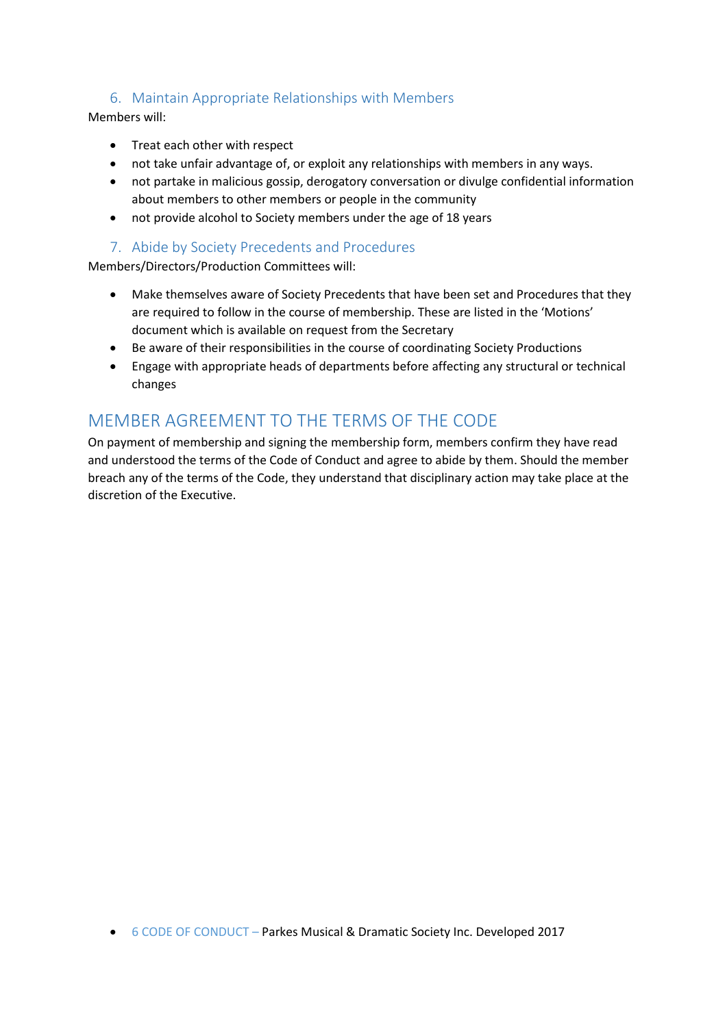### 6. Maintain Appropriate Relationships with Members

Members will:

- Treat each other with respect
- not take unfair advantage of, or exploit any relationships with members in any ways.
- not partake in malicious gossip, derogatory conversation or divulge confidential information about members to other members or people in the community
- not provide alcohol to Society members under the age of 18 years

### 7. Abide by Society Precedents and Procedures

Members/Directors/Production Committees will:

- Make themselves aware of Society Precedents that have been set and Procedures that they are required to follow in the course of membership. These are listed in the 'Motions' document which is available on request from the Secretary
- Be aware of their responsibilities in the course of coordinating Society Productions
- Engage with appropriate heads of departments before affecting any structural or technical changes

## MEMBER AGREEMENT TO THE TERMS OF THE CODE

On payment of membership and signing the membership form, members confirm they have read and understood the terms of the Code of Conduct and agree to abide by them. Should the member breach any of the terms of the Code, they understand that disciplinary action may take place at the discretion of the Executive.